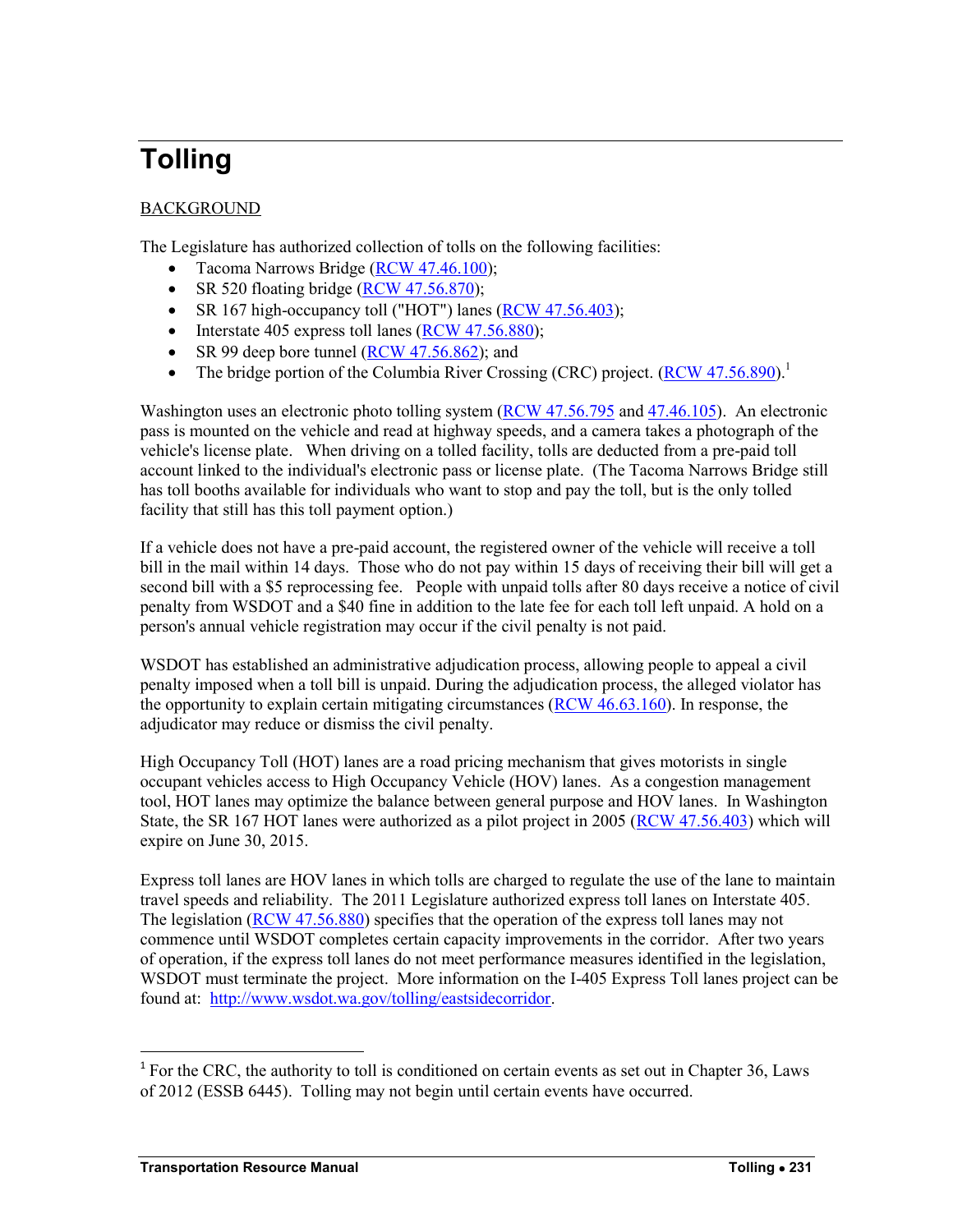# Tolling

BACKGROUND

The Legislature has authorized collection of tolls on the following facilities:

- Tacoma Narrows Bridge (RCW 47.46.100);
- SR 520 floating bridge (RCW 47.56.870);
- SR 167 high-occupancy toll ("HOT") lanes (RCW 47.56.403);
- Interstate 405 express toll lanes (RCW 47.56.880);
- SR 99 deep bore tunnel (RCW 47.56.862); and
- The bridge portion of the Columbia River Crossing (CRC) project. (RCW 47.56.890).[1]

Washington uses an electronic photo tolling system (RCW 47.56.795 and 47.46.105). An electronic pass is mounted on the vehicle and read at highway speeds, and a camera takes a photograph of the vehicle's license plate. When driving on a tolled facility, tolls are deducted from a pre-paid toll account linked to the individual's electronic pass or license plate. (The Tacoma Narrows Bridge still has toll booths available for individuals who want to stop and pay the toll, but is the only tolled facility that still has this toll payment option.)

If a vehicle does not have a pre-paid account, the registered owner of the vehicle will receive a toll bill in the mail within 14 days. Those who do not pay within 15 days of receiving their bill will get a second bill with a $5 reprocessing fee. People with unpaid tolls after 80 days receive a notice of civil penalty from WSDOT and a $40 fine in addition to the late fee for each toll left unpaid. A hold on a person's annual vehicle registration may occur if the civil penalty is not paid.

WSDOT has established an administrative adjudication process, allowing people to appeal a civil penalty imposed when a toll bill is unpaid. During the adjudication process, the alleged violator has the opportunity to explain certain mitigating circumstances (RCW 46.63.160). In response, the adjudicator may reduce or dismiss the civil penalty.

High Occupancy Toll (HOT) lanes are a road pricing mechanism that gives motorists in single occupant vehicles access to High Occupancy Vehicle (HOV) lanes. As a congestion management tool, HOT lanes may optimize the balance between general purpose and HOV lanes. In Washington State, the SR 167 HOT lanes were authorized as a pilot project in 2005 (RCW 47.56.403) which will expire on June 30, 2015.

Express toll lanes are HOV lanes in which tolls are charged to regulate the use of the lane to maintain travel speeds and reliability. The 2011 Legislature authorized express toll lanes on Interstate 405. The legislation (RCW 47.56.880) specifies that the operation of the express toll lanes may not commence until WSDOT completes certain capacity improvements in the corridor. After two years of operation, if the express toll lanes do not meet performance measures identified in the legislation, WSDOT must terminate the project. More information on the I-405 Express Toll lanes project can be found at: http://www.wsdot.wa.gov/tolling/eastsidecorridor.

---

[1] For the CRC, the authority to toll is conditioned on certain events as set out in Chapter 36, Laws of 2012 (ESSB 6445). Tolling may not begin until certain events have occurred.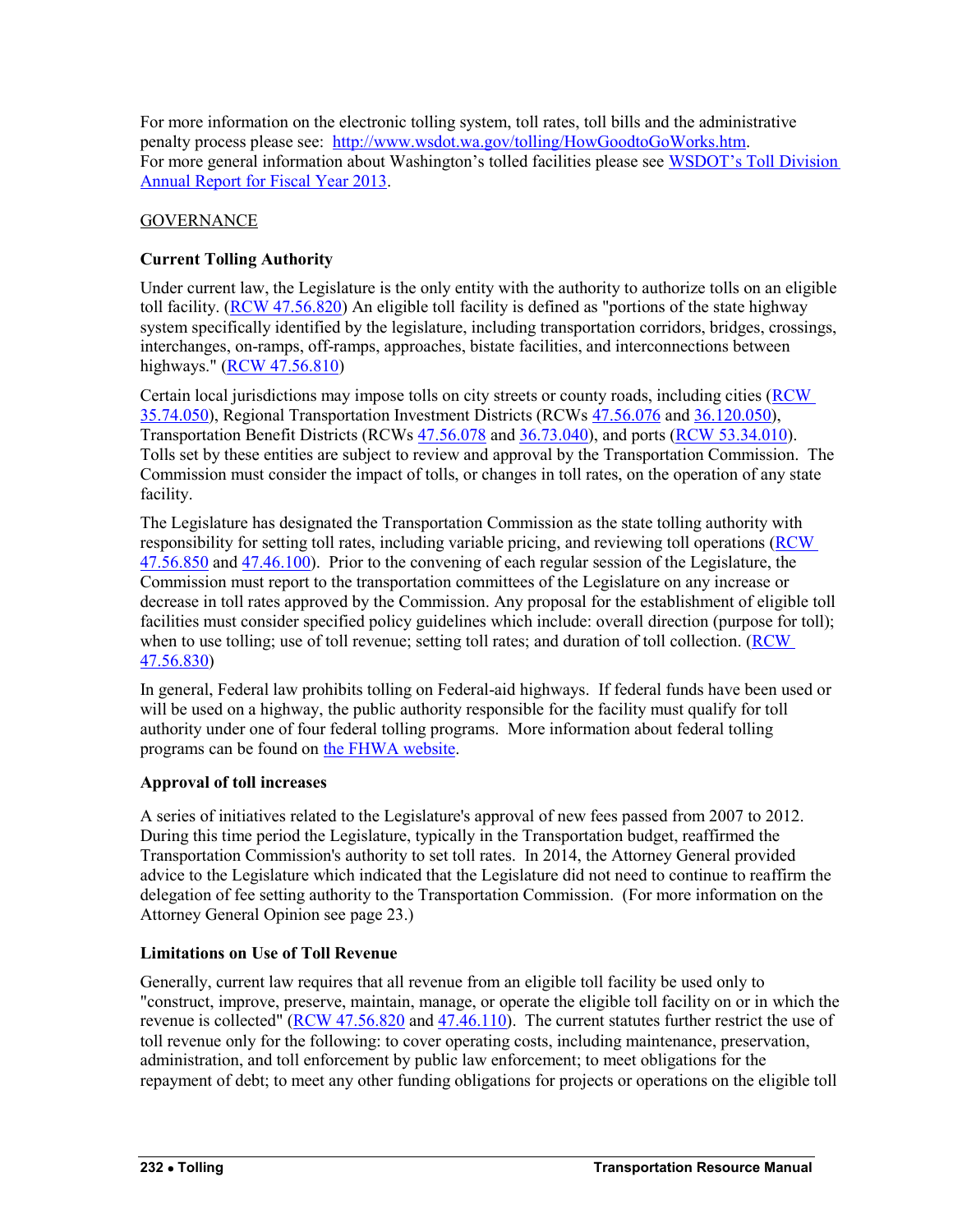For more information on the electronic tolling system, toll rates, toll bills and the administrative penalty process please see: [http://www.wsdot.wa.gov/tolling/HowGoodtoGoWorks.htm](http://www.wsdot.wa.gov/tolling/HowGoodtoGoWorks.htm).
For more general information about Washington's tolled facilities please see [WSDOT's Toll Division Annual Report for Fiscal Year 2013](#).

GOVERNANCE

### Current Tolling Authority

Under current law, the Legislature is the only entity with the authority to authorize tolls on an eligible toll facility. ([RCW 47.56.820](#)) An eligible toll facility is defined as "portions of the state highway system specifically identified by the legislature, including transportation corridors, bridges, crossings, interchanges, on-ramps, off-ramps, approaches, bistate facilities, and interconnections between highways." ([RCW 47.56.810](#))

Certain local jurisdictions may impose tolls on city streets or county roads, including cities ([RCW 35.74.050](#)), Regional Transportation Investment Districts (RCWs [47.56.076](#) and [36.120.050](#)), Transportation Benefit Districts (RCWs [47.56.078](#) and [36.73.040](#)), and ports ([RCW 53.34.010](#)). Tolls set by these entities are subject to review and approval by the Transportation Commission. The Commission must consider the impact of tolls, or changes in toll rates, on the operation of any state facility.

The Legislature has designated the Transportation Commission as the state tolling authority with responsibility for setting toll rates, including variable pricing, and reviewing toll operations ([RCW 47.56.850](#) and [47.46.100](#)). Prior to the convening of each regular session of the Legislature, the Commission must report to the transportation committees of the Legislature on any increase or decrease in toll rates approved by the Commission. Any proposal for the establishment of eligible toll facilities must consider specified policy guidelines which include: overall direction (purpose for toll); when to use tolling; use of toll revenue; setting toll rates; and duration of toll collection. ([RCW 47.56.830](#))

In general, Federal law prohibits tolling on Federal-aid highways. If federal funds have been used or will be used on a highway, the public authority responsible for the facility must qualify for toll authority under one of four federal tolling programs. More information about federal tolling programs can be found on [the FHWA website](#).

### Approval of toll increases

A series of initiatives related to the Legislature's approval of new fees passed from 2007 to 2012. During this time period the Legislature, typically in the Transportation budget, reaffirmed the Transportation Commission's authority to set toll rates. In 2014, the Attorney General provided advice to the Legislature which indicated that the Legislature did not need to continue to reaffirm the delegation of fee setting authority to the Transportation Commission. (For more information on the Attorney General Opinion see page 23.)

### Limitations on Use of Toll Revenue

Generally, current law requires that all revenue from an eligible toll facility be used only to "construct, improve, preserve, maintain, manage, or operate the eligible toll facility on or in which the revenue is collected" ([RCW 47.56.820](#) and [47.46.110](#)). The current statutes further restrict the use of toll revenue only for the following: to cover operating costs, including maintenance, preservation, administration, and toll enforcement by public law enforcement; to meet obligations for the repayment of debt; to meet any other funding obligations for projects or operations on the eligible toll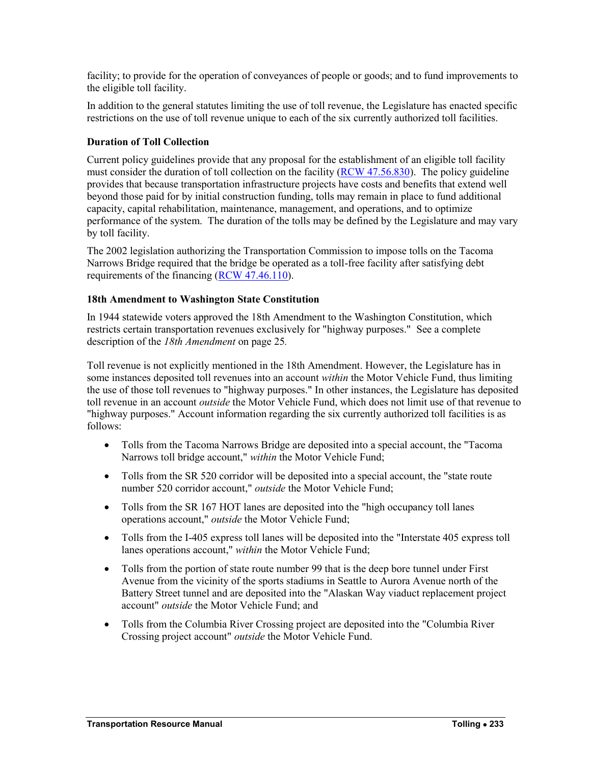facility; to provide for the operation of conveyances of people or goods; and to fund improvements to the eligible toll facility.

In addition to the general statutes limiting the use of toll revenue, the Legislature has enacted specific restrictions on the use of toll revenue unique to each of the six currently authorized toll facilities.

### Duration of Toll Collection

Current policy guidelines provide that any proposal for the establishment of an eligible toll facility must consider the duration of toll collection on the facility (RCW 47.56.830). The policy guideline provides that because transportation infrastructure projects have costs and benefits that extend well beyond those paid for by initial construction funding, tolls may remain in place to fund additional capacity, capital rehabilitation, maintenance, management, and operations, and to optimize performance of the system. The duration of the tolls may be defined by the Legislature and may vary by toll facility.

The 2002 legislation authorizing the Transportation Commission to impose tolls on the Tacoma Narrows Bridge required that the bridge be operated as a toll-free facility after satisfying debt requirements of the financing (RCW 47.46.110).

### 18th Amendment to Washington State Constitution

In 1944 statewide voters approved the 18th Amendment to the Washington Constitution, which restricts certain transportation revenues exclusively for "highway purposes." See a complete description of the *18th Amendment* on page 25.

Toll revenue is not explicitly mentioned in the 18th Amendment. However, the Legislature has in some instances deposited toll revenues into an account *within* the Motor Vehicle Fund, thus limiting the use of those toll revenues to "highway purposes." In other instances, the Legislature has deposited toll revenue in an account *outside* the Motor Vehicle Fund, which does not limit use of that revenue to "highway purposes." Account information regarding the six currently authorized toll facilities is as follows:

- Tolls from the Tacoma Narrows Bridge are deposited into a special account, the "Tacoma Narrows toll bridge account," *within* the Motor Vehicle Fund;
- Tolls from the SR 520 corridor will be deposited into a special account, the "state route number 520 corridor account," *outside* the Motor Vehicle Fund;
- Tolls from the SR 167 HOT lanes are deposited into the "high occupancy toll lanes operations account," *outside* the Motor Vehicle Fund;
- Tolls from the I-405 express toll lanes will be deposited into the "Interstate 405 express toll lanes operations account," *within* the Motor Vehicle Fund;
- Tolls from the portion of state route number 99 that is the deep bore tunnel under First Avenue from the vicinity of the sports stadiums in Seattle to Aurora Avenue north of the Battery Street tunnel and are deposited into the "Alaskan Way viaduct replacement project account" *outside* the Motor Vehicle Fund; and
- Tolls from the Columbia River Crossing project are deposited into the "Columbia River Crossing project account" *outside* the Motor Vehicle Fund.